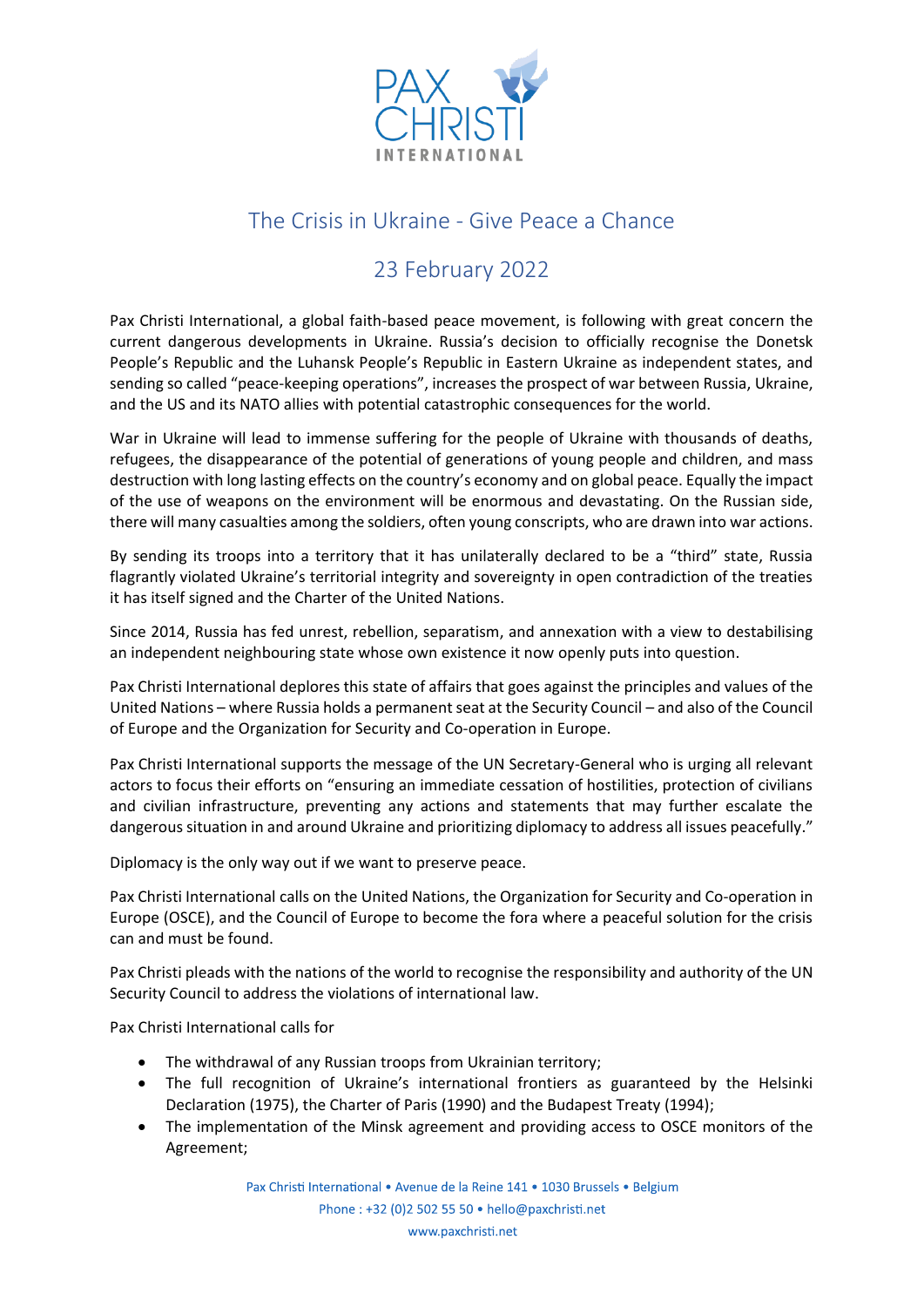# The Crisis in Ukraine - Give Peace a Chance

## 23 February 2022

Pax Christi International, a global faith-based peace movement, is following with great concern the current dangerous developments in Ukraine. Russia's decision to officially recognise the Donetsk People's Republic and the Luhansk People's Republic in Eastern Ukraine as independent states, and sending so called "peace-keeping operations", increases the prospect of war between Russia, Ukraine, and the US and its NATO allies with potential catastrophic consequences for the world.

War in Ukraine will lead to immense suffering for the people of Ukraine with thousands of deaths, refugees, the disappearance of the potential of generations of young people and children, and mass destruction with long lasting effects on the country's economy and on global peace. Equally the impact of the use of weapons on the environment will be enormous and devastating. On the Russian side, there will many casualties among the soldiers, often young conscripts, who are drawn into war actions.

By sending its troops into a territory that it has unilaterally declared to be a "third" state, Russia flagrantly violated Ukraine's territorial integrity and sovereignty in open contradiction of the treaties it has itself signed and the Charter of the United Nations.

Since 2014, Russia has fed unrest, rebellion, separatism, and annexation with a view to destabilising an independent neighbouring state whose own existence it now openly puts into question.

Pax Christi International deplores this state of affairs that goes against the principles and values of the United Nations – where Russia holds a permanent seat at the Security Council – and also of the Council of Europe and the Organization for Security and Co-operation in Europe.

Pax Christi International supports the message of the UN Secretary-General who is urging all relevant actors to focus their efforts on "ensuring an immediate cessation of hostilities, protection of civilians and civilian infrastructure, preventing any actions and statements that may further escalate the dangerous situation in and around Ukraine and prioritizing diplomacy to address all issues peacefully."

Diplomacy is the only way out if we want to preserve peace.

Pax Christi International calls on the United Nations, the Organization for Security and Co-operation in Europe (OSCE), and the Council of Europe to become the fora where a peaceful solution for the crisis can and must be found.

Pax Christi pleads with the nations of the world to recognise the responsibility and authority of the UN Security Council to address the violations of international law.

Pax Christi International calls for

- The withdrawal of any Russian troops from Ukrainian territory;
- The full recognition of Ukraine's international frontiers as guaranteed by the Helsinki Declaration (1975), the Charter of Paris (1990) and the Budapest Treaty (1994);
- The implementation of the Minsk agreement and providing access to OSCE monitors of the Agreement;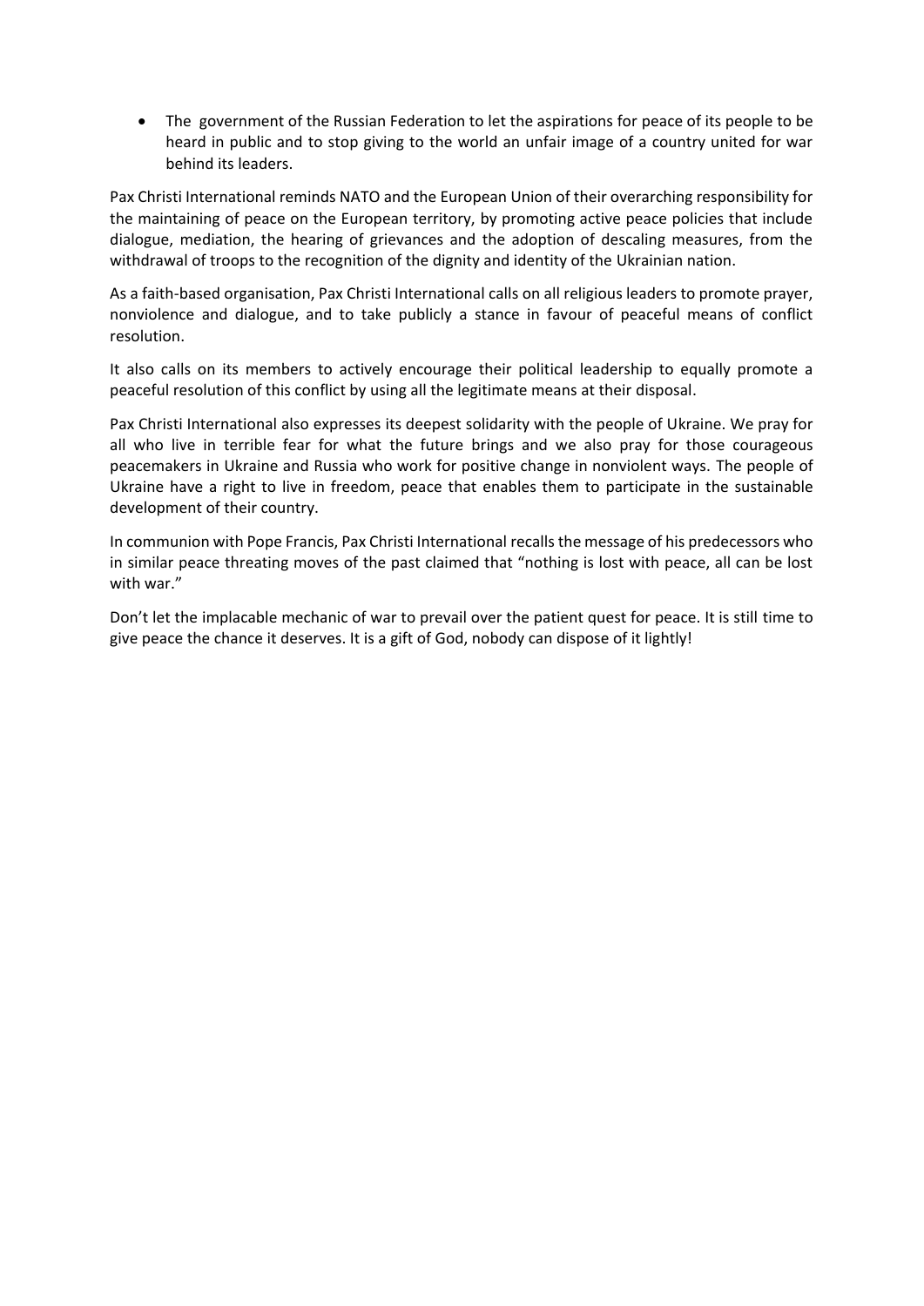- The  government of the Russian Federation to let the aspirations for peace of its people to be heard in public and to stop giving to the world an unfair image of a country united for war behind its leaders.

Pax Christi International reminds NATO and the European Union of their overarching responsibility for the maintaining of peace on the European territory, by promoting active peace policies that include dialogue, mediation, the hearing of grievances and the adoption of descaling measures, from the withdrawal of troops to the recognition of the dignity and identity of the Ukrainian nation.

As a faith-based organisation, Pax Christi International calls on all religious leaders to promote prayer, nonviolence and dialogue, and to take publicly a stance in favour of peaceful means of conflict resolution.

It also calls on its members to actively encourage their political leadership to equally promote a peaceful resolution of this conflict by using all the legitimate means at their disposal.

Pax Christi International also expresses its deepest solidarity with the people of Ukraine. We pray for all who live in terrible fear for what the future brings and we also pray for those courageous peacemakers in Ukraine and Russia who work for positive change in nonviolent ways. The people of Ukraine have a right to live in freedom, peace that enables them to participate in the sustainable development of their country.

In communion with Pope Francis, Pax Christi International recalls the message of his predecessors who in similar peace threating moves of the past claimed that "nothing is lost with peace, all can be lost with war."

Don't let the implacable mechanic of war to prevail over the patient quest for peace. It is still time to give peace the chance it deserves. It is a gift of God, nobody can dispose of it lightly!